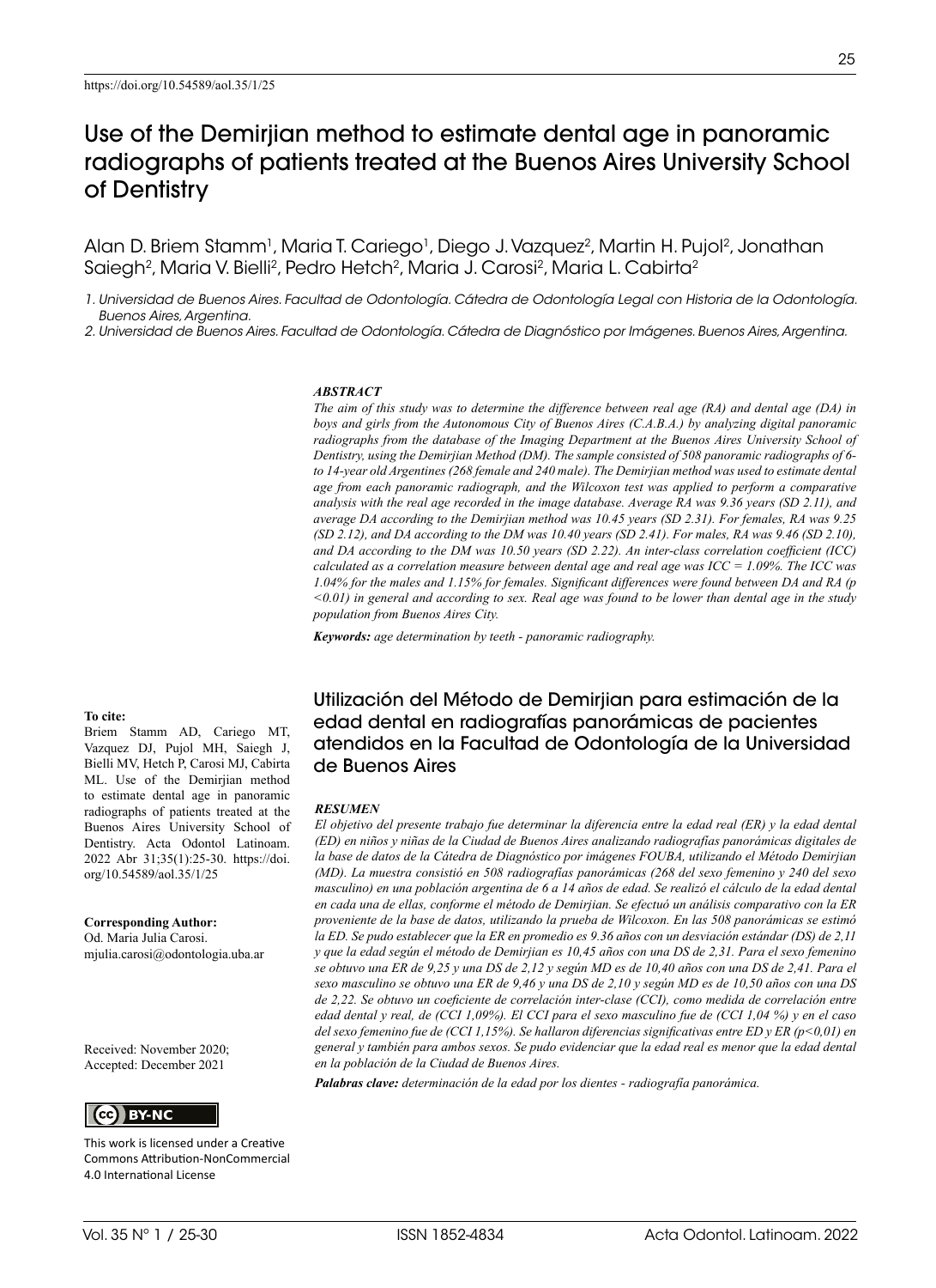https://doi.org/10.54589/aol.35/1/25

# Use of the Demirjian method to estimate dental age in panoramic radiographs of patients treated at the Buenos Aires University School of Dentistry

Alan D. Briem Stamm[1], Maria T. Cariego[1], Diego J. Vazquez[2], Martin H. Pujol[2], Jonathan Saiegh[2], Maria V. Bielli[2], Pedro Hetch[2], Maria J. Carosi[2], Maria L. Cabirta[2]

*1. Universidad de Buenos Aires. Facultad de Odontología. Cátedra de Odontología Legal con Historia de la Odontología. Buenos Aires, Argentina.*

*2. Universidad de Buenos Aires. Facultad de Odontología. Cátedra de Diagnóstico por Imágenes. Buenos Aires, Argentina.*

### ABSTRACT

*The aim of this study was to determine the difference between real age (RA) and dental age (DA) in boys and girls from the Autonomous City of Buenos Aires (C.A.B.A.) by analyzing digital panoramic radiographs from the database of the Imaging Department at the Buenos Aires University School of Dentistry, using the Demirjian Method (DM). The sample consisted of 508 panoramic radiographs of 6- to 14-year old Argentines (268 female and 240 male). The Demirjian method was used to estimate dental age from each panoramic radiograph, and the Wilcoxon test was applied to perform a comparative analysis with the real age recorded in the image database. Average RA was 9.36 years (SD 2.11), and average DA according to the Demirjian method was 10.45 years (SD 2.31). For females, RA was 9.25 (SD 2.12), and DA according to the DM was 10.40 years (SD 2.41). For males, RA was 9.46 (SD 2.10), and DA according to the DM was 10.50 years (SD 2.22). An inter-class correlation coefficient (ICC) calculated as a correlation measure between dental age and real age was ICC = 1.09%. The ICC was 1.04% for the males and 1.15% for females. Significant differences were found between DA and RA (p <0.01) in general and according to sex. Real age was found to be lower than dental age in the study population from Buenos Aires City.*

***Keywords:*** *age determination by teeth - panoramic radiography.*

## Utilización del Método de Demirjian para estimación de la edad dental en radiografías panorámicas de pacientes atendidos en la Facultad de Odontología de la Universidad de Buenos Aires

### RESUMEN

*El objetivo del presente trabajo fue determinar la diferencia entre la edad real (ER) y la edad dental (ED) en niños y niñas de la Ciudad de Buenos Aires analizando radiografías panorámicas digitales de la base de datos de la Cátedra de Diagnóstico por imágenes FOUBA, utilizando el Método Demirjian (MD). La muestra consistió en 508 radiografías panorámicas (268 del sexo femenino y 240 del sexo masculino) en una población argentina de 6 a 14 años de edad. Se realizó el cálculo de la edad dental en cada una de ellas, conforme el método de Demirjian. Se efectuó un análisis comparativo con la ER proveniente de la base de datos, utilizando la prueba de Wilcoxon. En las 508 panorámicas se estimó la ED. Se pudo establecer que la ER en promedio es 9.36 años con un desviación estándar (DS) de 2,11 y que la edad según el método de Demirjian es 10,45 años con una DS de 2,31. Para el sexo femenino se obtuvo una ER de 9,25 y una DS de 2,12 y según MD es de 10,40 años con una DS de 2,41. Para el sexo masculino se obtuvo una ER de 9,46 y una DS de 2,10 y según MD es de 10,50 años con una DS de 2,22. Se obtuvo un coeficiente de correlación inter-clase (CCI), como medida de correlación entre edad dental y real, de (CCI 1,09%). El CCI para el sexo masculino fue de (CCI 1,04 %) y en el caso del sexo femenino fue de (CCI 1,15%). Se hallaron diferencias significativas entre ED y ER (p<0,01) en general y también para ambos sexos. Se pudo evidenciar que la edad real es menor que la edad dental en la población de la Ciudad de Buenos Aires.*

***Palabras clave:*** *determinación de la edad por los dientes - radiografía panorámica.*

**To cite:**
Briem Stamm AD, Cariego MT, Vazquez DJ, Pujol MH, Saiegh J, Bielli MV, Hetch P, Carosi MJ, Cabirta ML. Use of the Demirjian method to estimate dental age in panoramic radiographs of patients treated at the Buenos Aires University School of Dentistry. Acta Odontol Latinoam. 2022 Abr 31;35(1):25-30. https://doi.org/10.54589/aol.35/1/25

**Corresponding Author:**
Od. Maria Julia Carosi.
mjulia.carosi@odontologia.uba.ar

Received: November 2020;
Accepted: December 2021

CC BY-NC

This work is licensed under a Creative Commons Attribution-NonCommercial 4.0 International License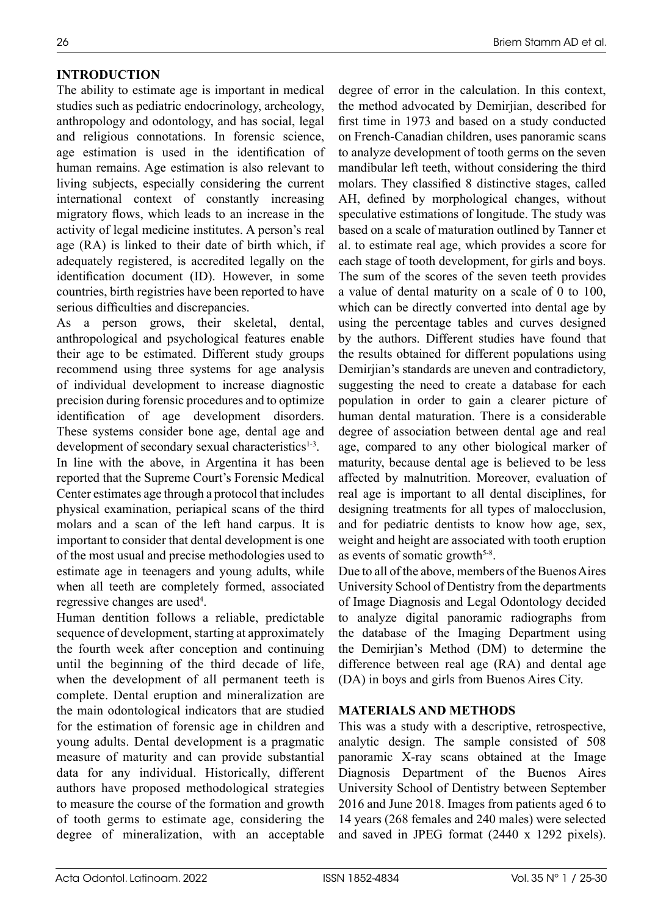## INTRODUCTION

The ability to estimate age is important in medical studies such as pediatric endocrinology, archeology, anthropology and odontology, and has social, legal and religious connotations. In forensic science, age estimation is used in the identification of human remains. Age estimation is also relevant to living subjects, especially considering the current international context of constantly increasing migratory flows, which leads to an increase in the activity of legal medicine institutes. A person's real age (RA) is linked to their date of birth which, if adequately registered, is accredited legally on the identification document (ID). However, in some countries, birth registries have been reported to have serious difficulties and discrepancies.

As a person grows, their skeletal, dental, anthropological and psychological features enable their age to be estimated. Different study groups recommend using three systems for age analysis of individual development to increase diagnostic precision during forensic procedures and to optimize identification of age development disorders. These systems consider bone age, dental age and development of secondary sexual characteristics[1-3].

In line with the above, in Argentina it has been reported that the Supreme Court's Forensic Medical Center estimates age through a protocol that includes physical examination, periapical scans of the third molars and a scan of the left hand carpus. It is important to consider that dental development is one of the most usual and precise methodologies used to estimate age in teenagers and young adults, while when all teeth are completely formed, associated regressive changes are used[4].

Human dentition follows a reliable, predictable sequence of development, starting at approximately the fourth week after conception and continuing until the beginning of the third decade of life, when the development of all permanent teeth is complete. Dental eruption and mineralization are the main odontological indicators that are studied for the estimation of forensic age in children and young adults. Dental development is a pragmatic measure of maturity and can provide substantial data for any individual. Historically, different authors have proposed methodological strategies to measure the course of the formation and growth of tooth germs to estimate age, considering the degree of mineralization, with an acceptable degree of error in the calculation. In this context, the method advocated by Demirjian, described for first time in 1973 and based on a study conducted on French-Canadian children, uses panoramic scans to analyze development of tooth germs on the seven mandibular left teeth, without considering the third molars. They classified 8 distinctive stages, called AH, defined by morphological changes, without speculative estimations of longitude. The study was based on a scale of maturation outlined by Tanner et al. to estimate real age, which provides a score for each stage of tooth development, for girls and boys. The sum of the scores of the seven teeth provides a value of dental maturity on a scale of 0 to 100, which can be directly converted into dental age by using the percentage tables and curves designed by the authors. Different studies have found that the results obtained for different populations using Demirjian's standards are uneven and contradictory, suggesting the need to create a database for each population in order to gain a clearer picture of human dental maturation. There is a considerable degree of association between dental age and real age, compared to any other biological marker of maturity, because dental age is believed to be less affected by malnutrition. Moreover, evaluation of real age is important to all dental disciplines, for designing treatments for all types of malocclusion, and for pediatric dentists to know how age, sex, weight and height are associated with tooth eruption as events of somatic growth[5-8].

Due to all of the above, members of the Buenos Aires University School of Dentistry from the departments of Image Diagnosis and Legal Odontology decided to analyze digital panoramic radiographs from the database of the Imaging Department using the Demirjian's Method (DM) to determine the difference between real age (RA) and dental age (DA) in boys and girls from Buenos Aires City.

## MATERIALS AND METHODS

This was a study with a descriptive, retrospective, analytic design. The sample consisted of 508 panoramic X-ray scans obtained at the Image Diagnosis Department of the Buenos Aires University School of Dentistry between September 2016 and June 2018. Images from patients aged 6 to 14 years (268 females and 240 males) were selected and saved in JPEG format (2440 x 1292 pixels).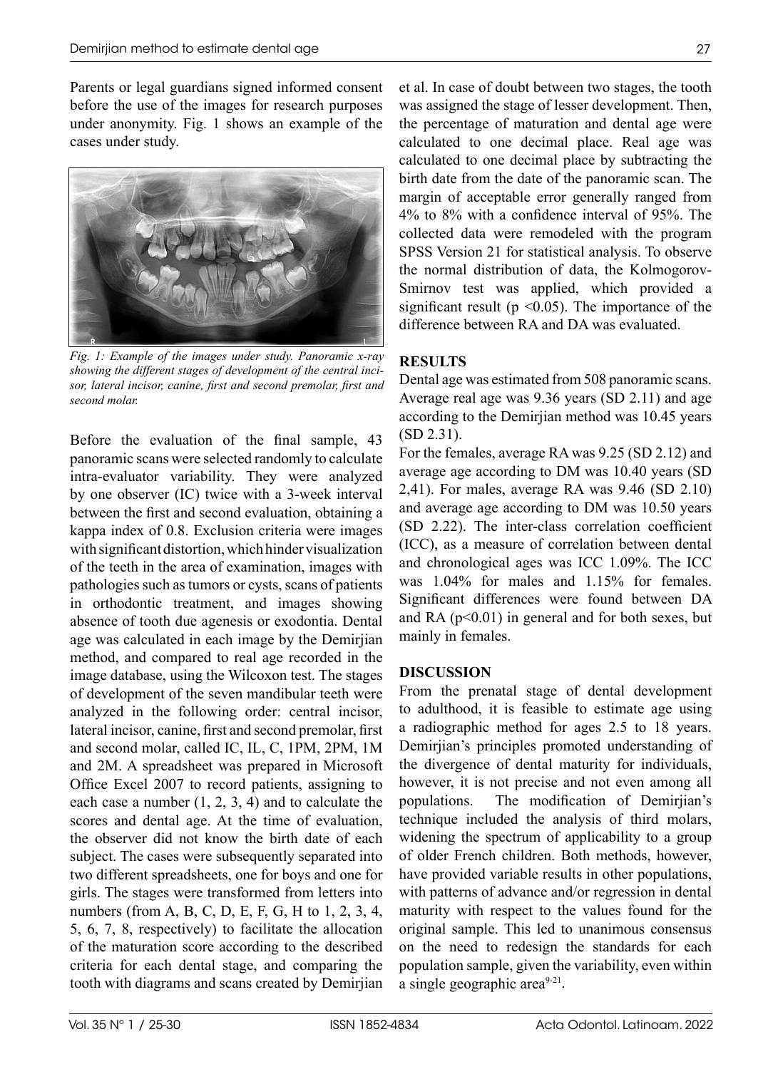Parents or legal guardians signed informed consent before the use of the images for research purposes under anonymity. Fig. 1 shows an example of the cases under study.

*Fig. 1: Example of the images under study. Panoramic x-ray showing the different stages of development of the central incisor, lateral incisor, canine, first and second premolar, first and second molar.*

Before the evaluation of the final sample, 43 panoramic scans were selected randomly to calculate intra-evaluator variability. They were analyzed by one observer (IC) twice with a 3-week interval between the first and second evaluation, obtaining a kappa index of 0.8. Exclusion criteria were images with significant distortion, which hinder visualization of the teeth in the area of examination, images with pathologies such as tumors or cysts, scans of patients in orthodontic treatment, and images showing absence of tooth due agenesis or exodontia. Dental age was calculated in each image by the Demirjian method, and compared to real age recorded in the image database, using the Wilcoxon test. The stages of development of the seven mandibular teeth were analyzed in the following order: central incisor, lateral incisor, canine, first and second premolar, first and second molar, called IC, IL, C, 1PM, 2PM, 1M and 2M. A spreadsheet was prepared in Microsoft Office Excel 2007 to record patients, assigning to each case a number (1, 2, 3, 4) and to calculate the scores and dental age. At the time of evaluation, the observer did not know the birth date of each subject. The cases were subsequently separated into two different spreadsheets, one for boys and one for girls. The stages were transformed from letters into numbers (from A, B, C, D, E, F, G, H to 1, 2, 3, 4, 5, 6, 7, 8, respectively) to facilitate the allocation of the maturation score according to the described criteria for each dental stage, and comparing the tooth with diagrams and scans created by Demirjian et al. In case of doubt between two stages, the tooth was assigned the stage of lesser development. Then, the percentage of maturation and dental age were calculated to one decimal place. Real age was calculated to one decimal place by subtracting the birth date from the date of the panoramic scan. The margin of acceptable error generally ranged from 4% to 8% with a confidence interval of 95%. The collected data were remodeled with the program SPSS Version 21 for statistical analysis. To observe the normal distribution of data, the Kolmogorov-Smirnov test was applied, which provided a significant result ($p < 0.05$). The importance of the difference between RA and DA was evaluated.

## RESULTS

Dental age was estimated from 508 panoramic scans. Average real age was 9.36 years (SD 2.11) and age according to the Demirjian method was 10.45 years (SD 2.31).

For the females, average RA was 9.25 (SD 2.12) and average age according to DM was 10.40 years (SD 2,41). For males, average RA was 9.46 (SD 2.10) and average age according to DM was 10.50 years (SD 2.22). The inter-class correlation coefficient (ICC), as a measure of correlation between dental and chronological ages was ICC 1.09%. The ICC was 1.04% for males and 1.15% for females. Significant differences were found between DA and RA ($p < 0.01$) in general and for both sexes, but mainly in females.

## DISCUSSION

From the prenatal stage of dental development to adulthood, it is feasible to estimate age using a radiographic method for ages 2.5 to 18 years. Demirjian's principles promoted understanding of the divergence of dental maturity for individuals, however, it is not precise and not even among all populations. The modification of Demirjian's technique included the analysis of third molars, widening the spectrum of applicability to a group of older French children. Both methods, however, have provided variable results in other populations, with patterns of advance and/or regression in dental maturity with respect to the values found for the original sample. This led to unanimous consensus on the need to redesign the standards for each population sample, given the variability, even within a single geographic area[9-21].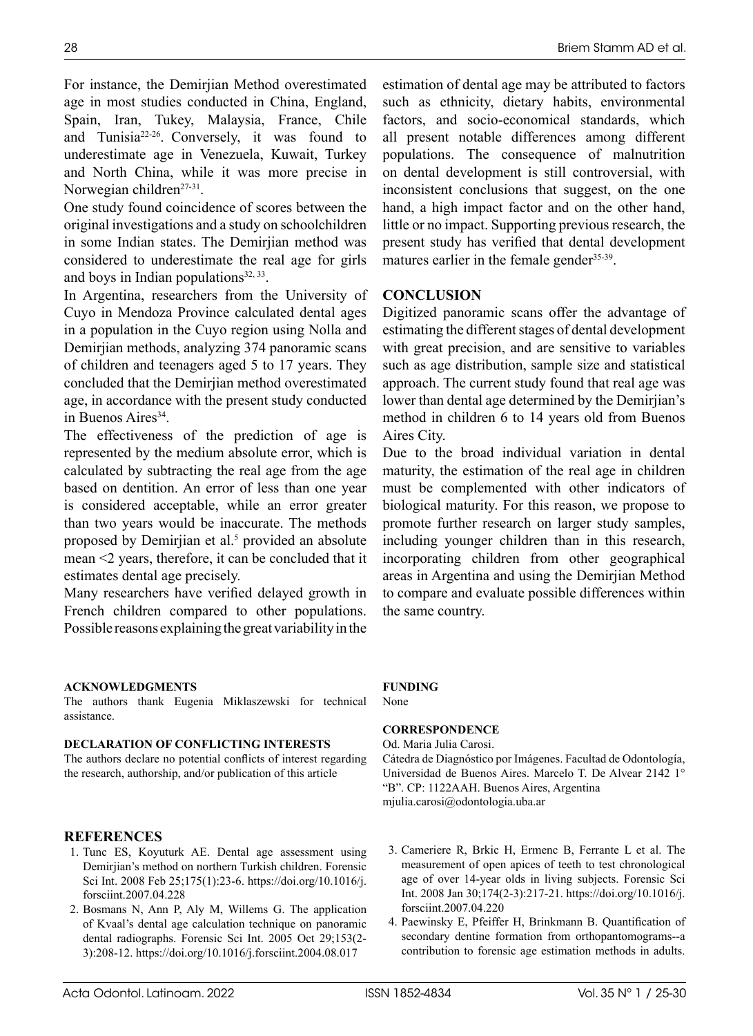For instance, the Demirjian Method overestimated age in most studies conducted in China, England, Spain, Iran, Tukey, Malaysia, France, Chile and Tunisia[22-26]. Conversely, it was found to underestimate age in Venezuela, Kuwait, Turkey and North China, while it was more precise in Norwegian children[27-31].

One study found coincidence of scores between the original investigations and a study on schoolchildren in some Indian states. The Demirjian method was considered to underestimate the real age for girls and boys in Indian populations[32, 33].

In Argentina, researchers from the University of Cuyo in Mendoza Province calculated dental ages in a population in the Cuyo region using Nolla and Demirjian methods, analyzing 374 panoramic scans of children and teenagers aged 5 to 17 years. They concluded that the Demirjian method overestimated age, in accordance with the present study conducted in Buenos Aires[34].

The effectiveness of the prediction of age is represented by the medium absolute error, which is calculated by subtracting the real age from the age based on dentition. An error of less than one year is considered acceptable, while an error greater than two years would be inaccurate. The methods proposed by Demirjian et al.[5] provided an absolute mean <2 years, therefore, it can be concluded that it estimates dental age precisely.

Many researchers have verified delayed growth in French children compared to other populations. Possible reasons explaining the great variability in the estimation of dental age may be attributed to factors such as ethnicity, dietary habits, environmental factors, and socio-economical standards, which all present notable differences among different populations. The consequence of malnutrition on dental development is still controversial, with inconsistent conclusions that suggest, on the one hand, a high impact factor and on the other hand, little or no impact. Supporting previous research, the present study has verified that dental development matures earlier in the female gender[35-39].

## CONCLUSION

Digitized panoramic scans offer the advantage of estimating the different stages of dental development with great precision, and are sensitive to variables such as age distribution, sample size and statistical approach. The current study found that real age was lower than dental age determined by the Demirjian's method in children 6 to 14 years old from Buenos Aires City.

Due to the broad individual variation in dental maturity, the estimation of the real age in children must be complemented with other indicators of biological maturity. For this reason, we propose to promote further research on larger study samples, including younger children than in this research, incorporating children from other geographical areas in Argentina and using the Demirjian Method to compare and evaluate possible differences within the same country.

### ACKNOWLEDGMENTS

The authors thank Eugenia Miklaszewski for technical assistance.

### DECLARATION OF CONFLICTING INTERESTS

The authors declare no potential conflicts of interest regarding the research, authorship, and/or publication of this article

### FUNDING

None

### CORRESPONDENCE

Od. Maria Julia Carosi.
Cátedra de Diagnóstico por Imágenes. Facultad de Odontología, Universidad de Buenos Aires. Marcelo T. De Alvear 2142 1° "B". CP: 1122AAH. Buenos Aires, Argentina
mjulia.carosi@odontologia.uba.ar

## REFERENCES

1. Tunc ES, Koyuturk AE. Dental age assessment using Demirjian's method on northern Turkish children. Forensic Sci Int. 2008 Feb 25;175(1):23-6. https://doi.org/10.1016/j.forsciint.2007.04.228
2. Bosmans N, Ann P, Aly M, Willems G. The application of Kvaal's dental age calculation technique on panoramic dental radiographs. Forensic Sci Int. 2005 Oct 29;153(2-3):208-12. https://doi.org/10.1016/j.forsciint.2004.08.017
3. Cameriere R, Brkic H, Ermenc B, Ferrante L et al. The measurement of open apices of teeth to test chronological age of over 14-year olds in living subjects. Forensic Sci Int. 2008 Jan 30;174(2-3):217-21. https://doi.org/10.1016/j.forsciint.2007.04.220
4. Paewinsky E, Pfeiffer H, Brinkmann B. Quantification of secondary dentine formation from orthopantomograms--a contribution to forensic age estimation methods in adults.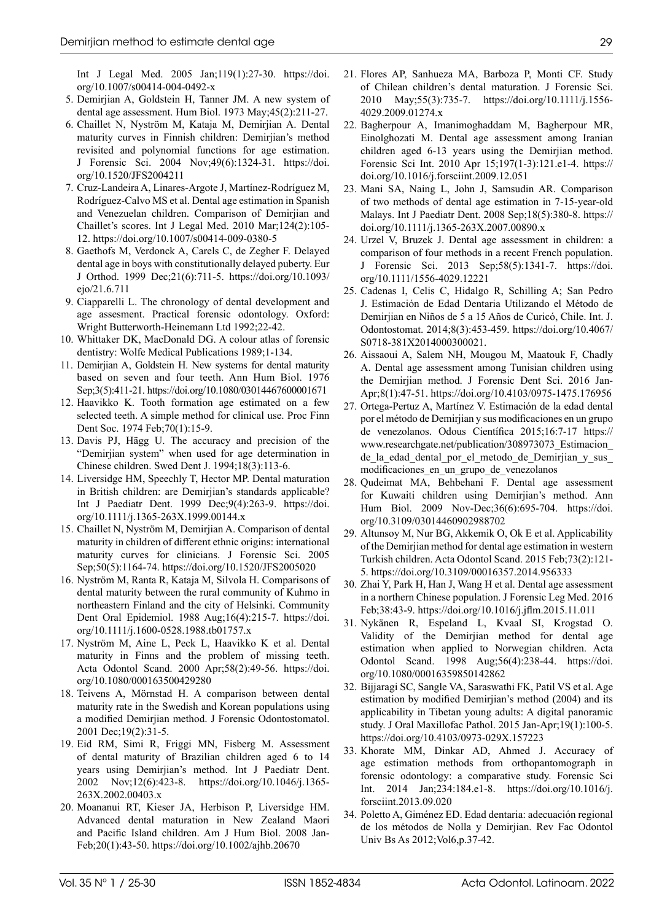Int J Legal Med. 2005 Jan;119(1):27-30. https://doi.org/10.1007/s00414-004-0492-x

5. Demirjian A, Goldstein H, Tanner JM. A new system of dental age assessment. Hum Biol. 1973 May;45(2):211-27.
6. Chaillet N, Nyström M, Kataja M, Demirjian A. Dental maturity curves in Finnish children: Demirjian's method revisited and polynomial functions for age estimation. J Forensic Sci. 2004 Nov;49(6):1324-31. https://doi.org/10.1520/JFS2004211
7. Cruz-Landeira A, Linares-Argote J, Martínez-Rodríguez M, Rodríguez-Calvo MS et al. Dental age estimation in Spanish and Venezuelan children. Comparison of Demirjian and Chaillet's scores. Int J Legal Med. 2010 Mar;124(2):105-12. https://doi.org/10.1007/s00414-009-0380-5
8. Gaethofs M, Verdonck A, Carels C, de Zegher F. Delayed dental age in boys with constitutionally delayed puberty. Eur J Orthod. 1999 Dec;21(6):711-5. https://doi.org/10.1093/ejo/21.6.711
9. Ciapparelli L. The chronology of dental development and age assesment. Practical forensic odontology. Oxford: Wright Butterworth-Heinemann Ltd 1992;22-42.
10. Whittaker DK, MacDonald DG. A colour atlas of forensic dentistry: Wolfe Medical Publications 1989;1-134.
11. Demirjian A, Goldstein H. New systems for dental maturity based on seven and four teeth. Ann Hum Biol. 1976 Sep;3(5):411-21. https://doi.org/10.1080/03014467600001671
12. Haavikko K. Tooth formation age estimated on a few selected teeth. A simple method for clinical use. Proc Finn Dent Soc. 1974 Feb;70(1):15-9.
13. Davis PJ, Hägg U. The accuracy and precision of the "Demirjian system" when used for age determination in Chinese children. Swed Dent J. 1994;18(3):113-6.
14. Liversidge HM, Speechly T, Hector MP. Dental maturation in British children: are Demirjian's standards applicable? Int J Paediatr Dent. 1999 Dec;9(4):263-9. https://doi.org/10.1111/j.1365-263X.1999.00144.x
15. Chaillet N, Nyström M, Demirjian A. Comparison of dental maturity in children of different ethnic origins: international maturity curves for clinicians. J Forensic Sci. 2005 Sep;50(5):1164-74. https://doi.org/10.1520/JFS2005020
16. Nyström M, Ranta R, Kataja M, Silvola H. Comparisons of dental maturity between the rural community of Kuhmo in northeastern Finland and the city of Helsinki. Community Dent Oral Epidemiol. 1988 Aug;16(4):215-7. https://doi.org/10.1111/j.1600-0528.1988.tb01757.x
17. Nyström M, Aine L, Peck L, Haavikko K et al. Dental maturity in Finns and the problem of missing teeth. Acta Odontol Scand. 2000 Apr;58(2):49-56. https://doi.org/10.1080/000163500429280
18. Teivens A, Mörnstad H. A comparison between dental maturity rate in the Swedish and Korean populations using a modified Demirjian method. J Forensic Odontostomatol. 2001 Dec;19(2):31-5.
19. Eid RM, Simi R, Friggi MN, Fisberg M. Assessment of dental maturity of Brazilian children aged 6 to 14 years using Demirjian's method. Int J Paediatr Dent. 2002 Nov;12(6):423-8. https://doi.org/10.1046/j.1365-263X.2002.00403.x
20. Moananui RT, Kieser JA, Herbison P, Liversidge HM. Advanced dental maturation in New Zealand Maori and Pacific Island children. Am J Hum Biol. 2008 Jan-Feb;20(1):43-50. https://doi.org/10.1002/ajhb.20670
21. Flores AP, Sanhueza MA, Barboza P, Monti CF. Study of Chilean children's dental maturation. J Forensic Sci. 2010 May;55(3):735-7. https://doi.org/10.1111/j.1556-4029.2009.01274.x
22. Bagherpour A, Imanimoghaddam M, Bagherpour MR, Einolghozati M. Dental age assessment among Iranian children aged 6-13 years using the Demirjian method. Forensic Sci Int. 2010 Apr 15;197(1-3):121.e1-4. https://doi.org/10.1016/j.forsciint.2009.12.051
23. Mani SA, Naing L, John J, Samsudin AR. Comparison of two methods of dental age estimation in 7-15-year-old Malays. Int J Paediatr Dent. 2008 Sep;18(5):380-8. https://doi.org/10.1111/j.1365-263X.2007.00890.x
24. Urzel V, Bruzek J. Dental age assessment in children: a comparison of four methods in a recent French population. J Forensic Sci. 2013 Sep;58(5):1341-7. https://doi.org/10.1111/1556-4029.12221
25. Cadenas I, Celis C, Hidalgo R, Schilling A; San Pedro J. Estimación de Edad Dentaria Utilizando el Método de Demirjian en Niños de 5 a 15 Años de Curicó, Chile. Int. J. Odontostomat. 2014;8(3):453-459. https://doi.org/10.4067/S0718-381X2014000300021.
26. Aissaoui A, Salem NH, Mougou M, Maatouk F, Chadly A. Dental age assessment among Tunisian children using the Demirjian method. J Forensic Dent Sci. 2016 Jan-Apr;8(1):47-51. https://doi.org/10.4103/0975-1475.176956
27. Ortega-Pertuz A, Martínez V. Estimación de la edad dental por el método de Demirjian y sus modificaciones en un grupo de venezolanos. Odous Científica 2015;16:7-17 https://www.researchgate.net/publication/308973073_Estimacion_de_la_edad_dental_por_el_metodo_de_Demirjian_y_sus_modificaciones_en_un_grupo_de_venezolanos
28. Qudeimat MA, Behbehani F. Dental age assessment for Kuwaiti children using Demirjian's method. Ann Hum Biol. 2009 Nov-Dec;36(6):695-704. https://doi.org/10.3109/03014460902988702
29. Altunsoy M, Nur BG, Akkemik O, Ok E et al. Applicability of the Demirjian method for dental age estimation in western Turkish children. Acta Odontol Scand. 2015 Feb;73(2):121-5. https://doi.org/10.3109/00016357.2014.956333
30. Zhai Y, Park H, Han J, Wang H et al. Dental age assessment in a northern Chinese population. J Forensic Leg Med. 2016 Feb;38:43-9. https://doi.org/10.1016/j.jflm.2015.11.011
31. Nykänen R, Espeland L, Kvaal SI, Krogstad O. Validity of the Demirjian method for dental age estimation when applied to Norwegian children. Acta Odontol Scand. 1998 Aug;56(4):238-44. https://doi.org/10.1080/00016359850142862
32. Bijjaragi SC, Sangle VA, Saraswathi FK, Patil VS et al. Age estimation by modified Demirjian's method (2004) and its applicability in Tibetan young adults: A digital panoramic study. J Oral Maxillofac Pathol. 2015 Jan-Apr;19(1):100-5. https://doi.org/10.4103/0973-029X.157223
33. Khorate MM, Dinkar AD, Ahmed J. Accuracy of age estimation methods from orthopantomograph in forensic odontology: a comparative study. Forensic Sci Int. 2014 Jan;234:184.e1-8. https://doi.org/10.1016/j.forsciint.2013.09.020
34. Poletto A, Giménez ED. Edad dentaria: adecuación regional de los métodos de Nolla y Demirjian. Rev Fac Odontol Univ Bs As 2012;Vol6,p.37-42.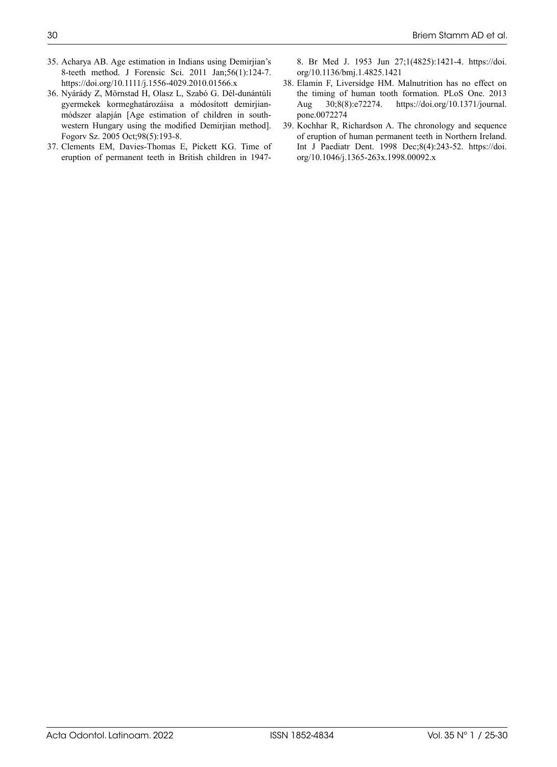35. Acharya AB. Age estimation in Indians using Demirjian's 8-teeth method. J Forensic Sci. 2011 Jan;56(1):124-7. https://doi.org/10.1111/j.1556-4029.2010.01566.x
36. Nyárády Z, Mörnstad H, Olasz L, Szabó G. Dél-dunántúli gyermekek kormeghatározáisa a módosított demirjian-módszer alapján [Age estimation of children in south-western Hungary using the modified Demirjian method]. Fogorv Sz. 2005 Oct;98(5):193-8.
37. Clements EM, Davies-Thomas E, Pickett KG. Time of eruption of permanent teeth in British children in 1947-8. Br Med J. 1953 Jun 27;1(4825):1421-4. https://doi.org/10.1136/bmj.1.4825.1421
38. Elamin F, Liversidge HM. Malnutrition has no effect on the timing of human tooth formation. PLoS One. 2013 Aug 30;8(8):e72274. https://doi.org/10.1371/journal.pone.0072274
39. Kochhar R, Richardson A. The chronology and sequence of eruption of human permanent teeth in Northern Ireland. Int J Paediatr Dent. 1998 Dec;8(4):243-52. https://doi.org/10.1046/j.1365-263x.1998.00092.x